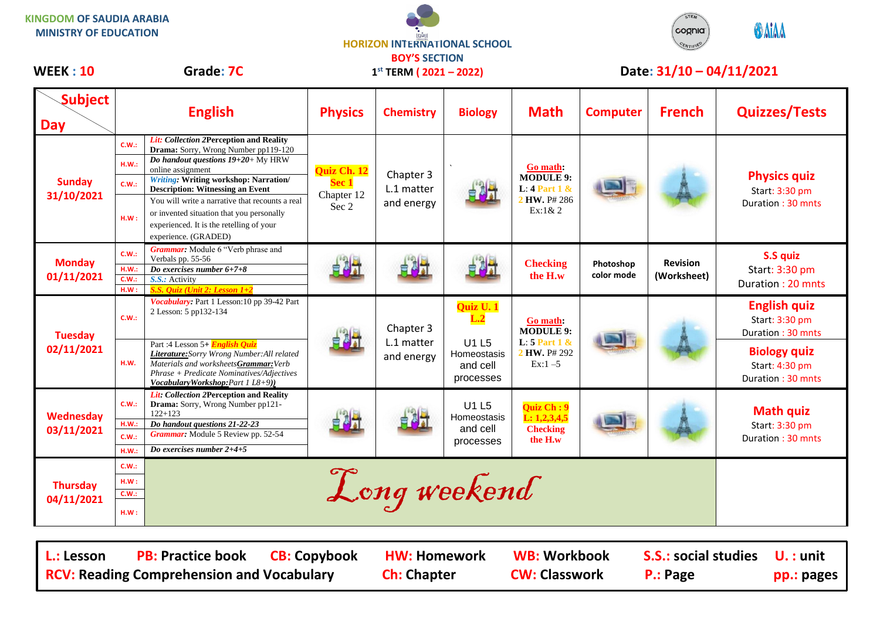KINGDOM OF SAUDIA ARABIA
MINISTRY OF EDUCATION

HORIZON INTERNATIONAL SCHOOL
BOY'S SECTION
1st TERM ( 2021 – 2022)

WEEK : 10 Grade: 7C Date: 31/10 – 04/11/2021

| Subject / Day | | English | Physics | Chemistry | Biology | Math | Computer | French | Quizzes/Tests |
|---|---|---|---|---|---|---|---|---|---|
| Sunday 31/10/2021 | C.W.: | *Lit: Collection 2* **Perception and Reality** **Drama:** Sorry, Wrong Number pp119-120 | **Quiz Ch. 12 Sec 1** Chapter 12 Sec 2 | Chapter 3 L.1 matter and energy | ` | **Go math: MODULE 9: L: 4 Part 1 & 2 HW.** P# 286 Ex:1& 2 | | | **Physics quiz** Start: 3:30 pm Duration : 30 mnts |
| | H.W.: | *Do handout questions 19+20+* My HRW online assignment | | | | | | | |
| | C.W.: | *Writing:* **Writing workshop: Narration/ Description: Witnessing an Event** | | | | | | | |
| | H.W : | You will write a narrative that recounts a real or invented situation that you personally experienced. It is the retelling of your experience. (GRADED) | | | | | | | |
| Monday 01/11/2021 | C.W.: | *Grammar:* Module 6 "Verb phrase and Verbals pp. 55-56 | | | | **Checking the H.w** | Photoshop color mode | Revision (Worksheet) | **S.S quiz** Start: 3:30 pm Duration : 20 mnts |
| | H.W.: | *Do exercises number 6+7+8* | | | | | | | |
| | C.W.: | *S.S.:* Activity | | | | | | | |
| | H.W : | *S.S. Quiz (Unit 2: Lesson 1+2* | | | | | | | |
| Tuesday 02/11/2021 | C.W.: | *Vocabulary:* Part 1 Lesson:10 pp 39-42 Part 2 Lesson: 5 pp132-134 | | Chapter 3 L.1 matter and energy | **Quiz U. 1 L.2** U1 L5 Homeostasis and cell processes | **Go math: MODULE 9: L: 5 Part 1 & 2 HW.** P# 292 Ex:1 –5 | | | **English quiz** Start: 3:30 pm Duration : 30 mnts |
| | H.W. | Part :4 Lesson 5+ ***English Quiz*** ***Literature:****Sorry Wrong Number:All related Materials and worksheets****Grammar:****Verb Phrase + Predicate Nominatives/Adjectives* ***VocabularyWorkshop:****Part 1 L8+9))* | | | | | | | **Biology quiz** Start: 4:30 pm Duration : 30 mnts |
| Wednesday 03/11/2021 | C.W.: | *Lit: Collection 2* **Perception and Reality** **Drama:** Sorry, Wrong Number pp121-122+123 | | | U1 L5 Homeostasis and cell processes | **Quiz Ch : 9 L: 1,2,3,4,5 Checking the H.w** | | | **Math quiz** Start: 3:30 pm Duration : 30 mnts |
| | H.W.: | *Do handout questions 21-22-23* | | | | | | | |
| | C.W.: | *Grammar:* Module 5 Review pp. 52-54 | | | | | | | |
| | H.W.: | *Do exercises number 2+4+5* | | | | | | | |
| Thursday 04/11/2021 | C.W.: | *Long weekend* | | | | | | | |
| | H.W : | | | | | | | | |
| | C.W.: | | | | | | | | |
| | H.W : | | | | | | | | |

**L.:** Lesson **PB:** Practice book **CB:** Copybook **HW:** Homework **WB:** Workbook **S.S.:** social studies **U. :** unit
**RCV:** Reading Comprehension and Vocabulary **Ch:** Chapter **CW:** Classwork **P.:** Page **pp.:** pages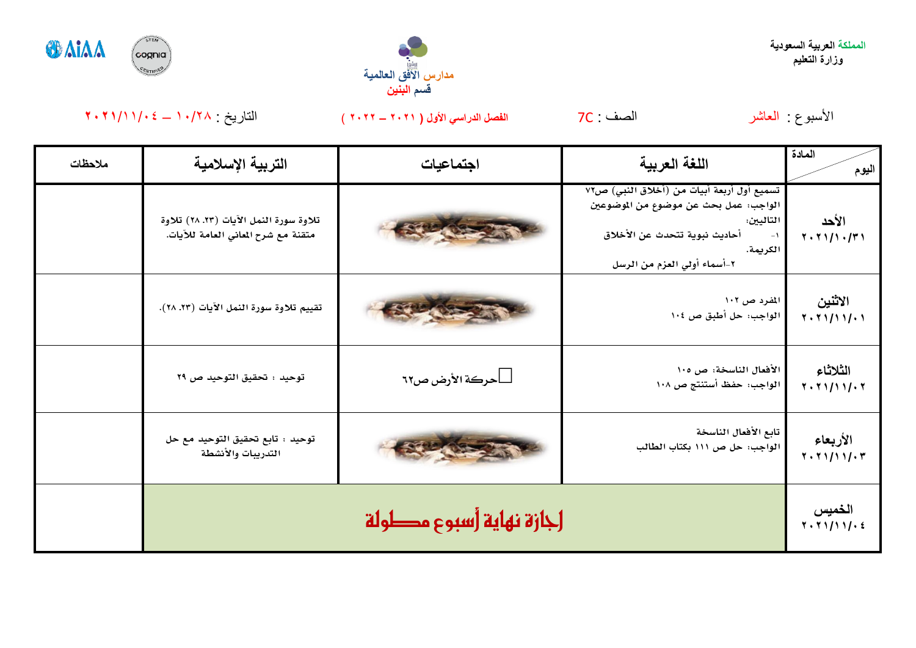المملكة العربية السعودية
وزارة التعليم

مدارس الأفق العالمية
قسم البنين

الأسبوع : العاشر &nbsp;&nbsp;&nbsp; الصف : 7C &nbsp;&nbsp;&nbsp; الفصل الدراسي الأول ( ٢٠٢١ – ٢٠٢٢ ) &nbsp;&nbsp;&nbsp; التاريخ : ١٠/٢٨ – ٢٠٢١/١١/٠٤

| اليوم / المادة | اللغة العربية | اجتماعيات | التربية الإسلامية | ملاحظات |
|---|---|---|---|---|
| الأحد ٢٠٢١/١٠/٣١ | تسميع أول أربعة أبيات من (أخلاق النبي) ص٧٢<br>الواجب: عمل بحث عن موضوع من الموضوعين التاليين:<br>١- أحاديث نبوية تتحدث عن الأخلاق الكريمة.<br>٢-أسماء أولي العزم من الرسل | | تلاوة سورة النمل الآيات (٢٣. ٢٨) تلاوة متقنة مع شرح المعاني العامة للآيات. | |
| الاثنين ٢٠٢١/١١/٠١ | المفرد ص ١٠٢<br>الواجب: حل أطبق ص ١٠٤ | | تقييم تلاوة سورة النمل الآيات (٢٣. ٢٨). | |
| الثلاثاء ٢٠٢١/١١/٠٢ | الأفعال الناسخة: ص ١٠٥<br>الواجب: حفظ أستنتج ص ١٠٨ | حركة الأرض ص٦٢ | توحيد : تحقيق التوحيد ص ٢٩ | |
| الأربعاء ٢٠٢١/١١/٠٣ | تابع الأفعال الناسخة<br>الواجب: حل ص ١١١ بكتاب الطالب | | توحيد : تابع تحقيق التوحيد مع حل التدريبات والأنشطة | |
| الخميس ٢٠٢١/١١/٠٤ | إجازة نهاية أسبوع مطـــولة | | | |